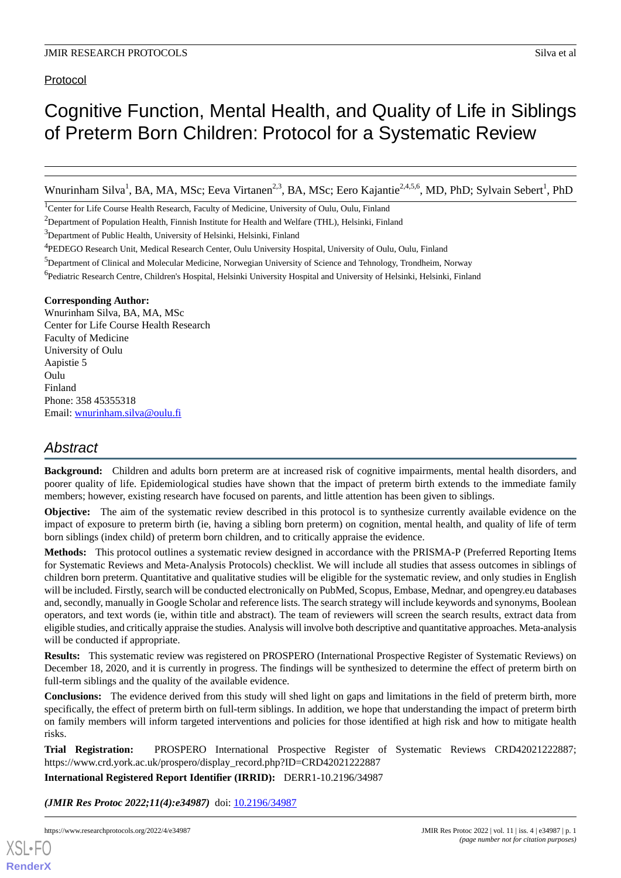Protocol

# Cognitive Function, Mental Health, and Quality of Life in Siblings of Preterm Born Children: Protocol for a Systematic Review

Wnurinham Silva[1], BA, MA, MSc; Eeva Virtanen[2,3], BA, MSc; Eero Kajantie[2,4,5,6], MD, PhD; Sylvain Sebert[1], PhD

[1]Center for Life Course Health Research, Faculty of Medicine, University of Oulu, Oulu, Finland

[2]Department of Population Health, Finnish Institute for Health and Welfare (THL), Helsinki, Finland

[3]Department of Public Health, University of Helsinki, Helsinki, Finland

[4]PEDEGO Research Unit, Medical Research Center, Oulu University Hospital, University of Oulu, Oulu, Finland

[5]Department of Clinical and Molecular Medicine, Norwegian University of Science and Tehnology, Trondheim, Norway

[6]Pediatric Research Centre, Children's Hospital, Helsinki University Hospital and University of Helsinki, Helsinki, Finland

**Corresponding Author:**
Wnurinham Silva, BA, MA, MSc
Center for Life Course Health Research
Faculty of Medicine
University of Oulu
Aapistie 5
Oulu
Finland
Phone: 358 45355318
Email: wnurinham.silva@oulu.fi

## Abstract

**Background:** Children and adults born preterm are at increased risk of cognitive impairments, mental health disorders, and poorer quality of life. Epidemiological studies have shown that the impact of preterm birth extends to the immediate family members; however, existing research have focused on parents, and little attention has been given to siblings.

**Objective:** The aim of the systematic review described in this protocol is to synthesize currently available evidence on the impact of exposure to preterm birth (ie, having a sibling born preterm) on cognition, mental health, and quality of life of term born siblings (index child) of preterm born children, and to critically appraise the evidence.

**Methods:** This protocol outlines a systematic review designed in accordance with the PRISMA-P (Preferred Reporting Items for Systematic Reviews and Meta-Analysis Protocols) checklist. We will include all studies that assess outcomes in siblings of children born preterm. Quantitative and qualitative studies will be eligible for the systematic review, and only studies in English will be included. Firstly, search will be conducted electronically on PubMed, Scopus, Embase, Mednar, and opengrey.eu databases and, secondly, manually in Google Scholar and reference lists. The search strategy will include keywords and synonyms, Boolean operators, and text words (ie, within title and abstract). The team of reviewers will screen the search results, extract data from eligible studies, and critically appraise the studies. Analysis will involve both descriptive and quantitative approaches. Meta-analysis will be conducted if appropriate.

**Results:** This systematic review was registered on PROSPERO (International Prospective Register of Systematic Reviews) on December 18, 2020, and it is currently in progress. The findings will be synthesized to determine the effect of preterm birth on full-term siblings and the quality of the available evidence.

**Conclusions:** The evidence derived from this study will shed light on gaps and limitations in the field of preterm birth, more specifically, the effect of preterm birth on full-term siblings. In addition, we hope that understanding the impact of preterm birth on family members will inform targeted interventions and policies for those identified at high risk and how to mitigate health risks.

**Trial Registration:** PROSPERO International Prospective Register of Systematic Reviews CRD42021222887; https://www.crd.york.ac.uk/prospero/display_record.php?ID=CRD42021222887

**International Registered Report Identifier (IRRID):** DERR1-10.2196/34987

***(JMIR Res Protoc 2022;11(4):e34987)*** doi: 10.2196/34987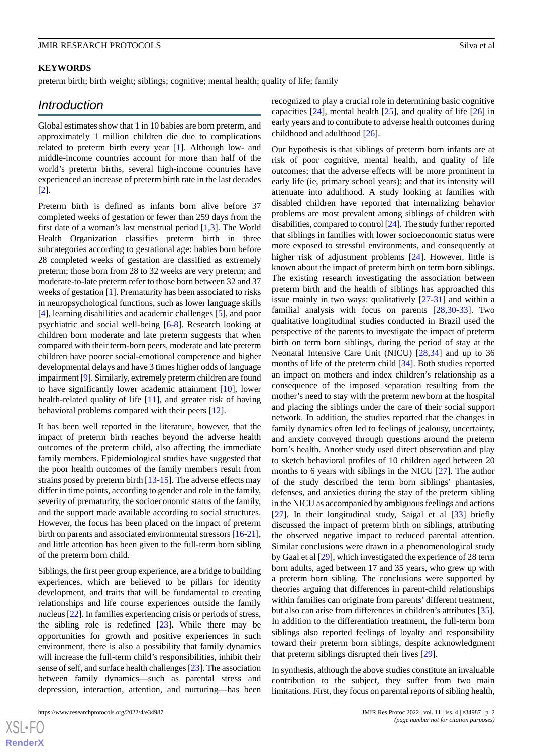## KEYWORDS

preterm birth; birth weight; siblings; cognitive; mental health; quality of life; family

## Introduction

Global estimates show that 1 in 10 babies are born preterm, and approximately 1 million children die due to complications related to preterm birth every year [1]. Although low- and middle-income countries account for more than half of the world's preterm births, several high-income countries have experienced an increase of preterm birth rate in the last decades [2].

Preterm birth is defined as infants born alive before 37 completed weeks of gestation or fewer than 259 days from the first date of a woman's last menstrual period [1,3]. The World Health Organization classifies preterm birth in three subcategories according to gestational age: babies born before 28 completed weeks of gestation are classified as extremely preterm; those born from 28 to 32 weeks are very preterm; and moderate-to-late preterm refer to those born between 32 and 37 weeks of gestation [1]. Prematurity has been associated to risks in neuropsychological functions, such as lower language skills [4], learning disabilities and academic challenges [5], and poor psychiatric and social well-being [6-8]. Research looking at children born moderate and late preterm suggests that when compared with their term-born peers, moderate and late preterm children have poorer social-emotional competence and higher developmental delays and have 3 times higher odds of language impairment [9]. Similarly, extremely preterm children are found to have significantly lower academic attainment [10], lower health-related quality of life [11], and greater risk of having behavioral problems compared with their peers [12].

It has been well reported in the literature, however, that the impact of preterm birth reaches beyond the adverse health outcomes of the preterm child, also affecting the immediate family members. Epidemiological studies have suggested that the poor health outcomes of the family members result from strains posed by preterm birth [13-15]. The adverse effects may differ in time points, according to gender and role in the family, severity of prematurity, the socioeconomic status of the family, and the support made available according to social structures. However, the focus has been placed on the impact of preterm birth on parents and associated environmental stressors [16-21], and little attention has been given to the full-term born sibling of the preterm born child.

Siblings, the first peer group experience, are a bridge to building experiences, which are believed to be pillars for identity development, and traits that will be fundamental to creating relationships and life course experiences outside the family nucleus [22]. In families experiencing crisis or periods of stress, the sibling role is redefined [23]. While there may be opportunities for growth and positive experiences in such environment, there is also a possibility that family dynamics will increase the full-term child's responsibilities, inhibit their sense of self, and surface health challenges [23]. The association between family dynamics—such as parental stress and depression, interaction, attention, and nurturing—has been recognized to play a crucial role in determining basic cognitive capacities [24], mental health [25], and quality of life [26] in early years and to contribute to adverse health outcomes during childhood and adulthood [26].

Our hypothesis is that siblings of preterm born infants are at risk of poor cognitive, mental health, and quality of life outcomes; that the adverse effects will be more prominent in early life (ie, primary school years); and that its intensity will attenuate into adulthood. A study looking at families with disabled children have reported that internalizing behavior problems are most prevalent among siblings of children with disabilities, compared to control [24]. The study further reported that siblings in families with lower socioeconomic status were more exposed to stressful environments, and consequently at higher risk of adjustment problems [24]. However, little is known about the impact of preterm birth on term born siblings. The existing research investigating the association between preterm birth and the health of siblings has approached this issue mainly in two ways: qualitatively [27-31] and within a familial analysis with focus on parents [28,30-33]. Two qualitative longitudinal studies conducted in Brazil used the perspective of the parents to investigate the impact of preterm birth on term born siblings, during the period of stay at the Neonatal Intensive Care Unit (NICU) [28,34] and up to 36 months of life of the preterm child [34]. Both studies reported an impact on mothers and index children's relationship as a consequence of the imposed separation resulting from the mother's need to stay with the preterm newborn at the hospital and placing the siblings under the care of their social support network. In addition, the studies reported that the changes in family dynamics often led to feelings of jealousy, uncertainty, and anxiety conveyed through questions around the preterm born's health. Another study used direct observation and play to sketch behavioral profiles of 10 children aged between 20 months to 6 years with siblings in the NICU [27]. The author of the study described the term born siblings' phantasies, defenses, and anxieties during the stay of the preterm sibling in the NICU as accompanied by ambiguous feelings and actions [27]. In their longitudinal study, Saigal et al [33] briefly discussed the impact of preterm birth on siblings, attributing the observed negative impact to reduced parental attention. Similar conclusions were drawn in a phenomenological study by Gaal et al [29], which investigated the experience of 28 term born adults, aged between 17 and 35 years, who grew up with a preterm born sibling. The conclusions were supported by theories arguing that differences in parent-child relationships within families can originate from parents' different treatment, but also can arise from differences in children's attributes [35]. In addition to the differentiation treatment, the full-term born siblings also reported feelings of loyalty and responsibility toward their preterm born siblings, despite acknowledgment that preterm siblings disrupted their lives [29].

In synthesis, although the above studies constitute an invaluable contribution to the subject, they suffer from two main limitations. First, they focus on parental reports of sibling health,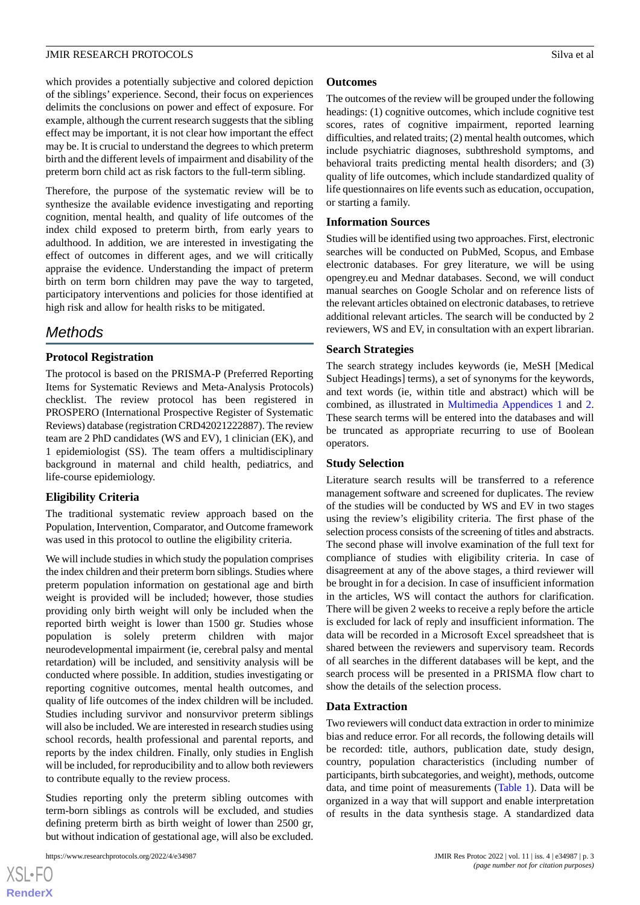which provides a potentially subjective and colored depiction of the siblings' experience. Second, their focus on experiences delimits the conclusions on power and effect of exposure. For example, although the current research suggests that the sibling effect may be important, it is not clear how important the effect may be. It is crucial to understand the degrees to which preterm birth and the different levels of impairment and disability of the preterm born child act as risk factors to the full-term sibling.

Therefore, the purpose of the systematic review will be to synthesize the available evidence investigating and reporting cognition, mental health, and quality of life outcomes of the index child exposed to preterm birth, from early years to adulthood. In addition, we are interested in investigating the effect of outcomes in different ages, and we will critically appraise the evidence. Understanding the impact of preterm birth on term born children may pave the way to targeted, participatory interventions and policies for those identified at high risk and allow for health risks to be mitigated.

## Methods

### Protocol Registration

The protocol is based on the PRISMA-P (Preferred Reporting Items for Systematic Reviews and Meta-Analysis Protocols) checklist. The review protocol has been registered in PROSPERO (International Prospective Register of Systematic Reviews) database (registration CRD42021222887). The review team are 2 PhD candidates (WS and EV), 1 clinician (EK), and 1 epidemiologist (SS). The team offers a multidisciplinary background in maternal and child health, pediatrics, and life-course epidemiology.

### Eligibility Criteria

The traditional systematic review approach based on the Population, Intervention, Comparator, and Outcome framework was used in this protocol to outline the eligibility criteria.

We will include studies in which study the population comprises the index children and their preterm born siblings. Studies where preterm population information on gestational age and birth weight is provided will be included; however, those studies providing only birth weight will only be included when the reported birth weight is lower than 1500 gr. Studies whose population is solely preterm children with major neurodevelopmental impairment (ie, cerebral palsy and mental retardation) will be included, and sensitivity analysis will be conducted where possible. In addition, studies investigating or reporting cognitive outcomes, mental health outcomes, and quality of life outcomes of the index children will be included. Studies including survivor and nonsurvivor preterm siblings will also be included. We are interested in research studies using school records, health professional and parental reports, and reports by the index children. Finally, only studies in English will be included, for reproducibility and to allow both reviewers to contribute equally to the review process.

Studies reporting only the preterm sibling outcomes with term-born siblings as controls will be excluded, and studies defining preterm birth as birth weight of lower than 2500 gr, but without indication of gestational age, will also be excluded.

### Outcomes

The outcomes of the review will be grouped under the following headings: (1) cognitive outcomes, which include cognitive test scores, rates of cognitive impairment, reported learning difficulties, and related traits; (2) mental health outcomes, which include psychiatric diagnoses, subthreshold symptoms, and behavioral traits predicting mental health disorders; and (3) quality of life outcomes, which include standardized quality of life questionnaires on life events such as education, occupation, or starting a family.

### Information Sources

Studies will be identified using two approaches. First, electronic searches will be conducted on PubMed, Scopus, and Embase electronic databases. For grey literature, we will be using opengrey.eu and Mednar databases. Second, we will conduct manual searches on Google Scholar and on reference lists of the relevant articles obtained on electronic databases, to retrieve additional relevant articles. The search will be conducted by 2 reviewers, WS and EV, in consultation with an expert librarian.

### Search Strategies

The search strategy includes keywords (ie, MeSH [Medical Subject Headings] terms), a set of synonyms for the keywords, and text words (ie, within title and abstract) which will be combined, as illustrated in Multimedia Appendices 1 and 2. These search terms will be entered into the databases and will be truncated as appropriate recurring to use of Boolean operators.

### Study Selection

Literature search results will be transferred to a reference management software and screened for duplicates. The review of the studies will be conducted by WS and EV in two stages using the review's eligibility criteria. The first phase of the selection process consists of the screening of titles and abstracts. The second phase will involve examination of the full text for compliance of studies with eligibility criteria. In case of disagreement at any of the above stages, a third reviewer will be brought in for a decision. In case of insufficient information in the articles, WS will contact the authors for clarification. There will be given 2 weeks to receive a reply before the article is excluded for lack of reply and insufficient information. The data will be recorded in a Microsoft Excel spreadsheet that is shared between the reviewers and supervisory team. Records of all searches in the different databases will be kept, and the search process will be presented in a PRISMA flow chart to show the details of the selection process.

### Data Extraction

Two reviewers will conduct data extraction in order to minimize bias and reduce error. For all records, the following details will be recorded: title, authors, publication date, study design, country, population characteristics (including number of participants, birth subcategories, and weight), methods, outcome data, and time point of measurements (Table 1). Data will be organized in a way that will support and enable interpretation of results in the data synthesis stage. A standardized data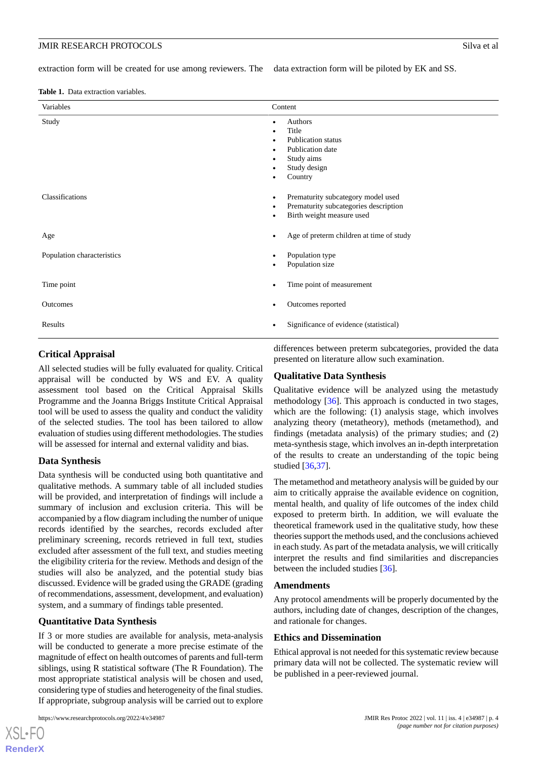extraction form will be created for use among reviewers. The data extraction form will be piloted by EK and SS.

**Table 1.** Data extraction variables.

| Variables | Content |
|---|---|
| Study | • Authors<br>• Title<br>• Publication status<br>• Publication date<br>• Study aims<br>• Study design<br>• Country |
| Classifications | • Prematurity subcategory model used<br>• Prematurity subcategories description<br>• Birth weight measure used |
| Age | • Age of preterm children at time of study |
| Population characteristics | • Population type<br>• Population size |
| Time point | • Time point of measurement |
| Outcomes | • Outcomes reported |
| Results | • Significance of evidence (statistical) |

## Critical Appraisal

All selected studies will be fully evaluated for quality. Critical appraisal will be conducted by WS and EV. A quality assessment tool based on the Critical Appraisal Skills Programme and the Joanna Briggs Institute Critical Appraisal tool will be used to assess the quality and conduct the validity of the selected studies. The tool has been tailored to allow evaluation of studies using different methodologies. The studies will be assessed for internal and external validity and bias.

## Data Synthesis

Data synthesis will be conducted using both quantitative and qualitative methods. A summary table of all included studies will be provided, and interpretation of findings will include a summary of inclusion and exclusion criteria. This will be accompanied by a flow diagram including the number of unique records identified by the searches, records excluded after preliminary screening, records retrieved in full text, studies excluded after assessment of the full text, and studies meeting the eligibility criteria for the review. Methods and design of the studies will also be analyzed, and the potential study bias discussed. Evidence will be graded using the GRADE (grading of recommendations, assessment, development, and evaluation) system, and a summary of findings table presented.

## Quantitative Data Synthesis

If 3 or more studies are available for analysis, meta-analysis will be conducted to generate a more precise estimate of the magnitude of effect on health outcomes of parents and full-term siblings, using R statistical software (The R Foundation). The most appropriate statistical analysis will be chosen and used, considering type of studies and heterogeneity of the final studies. If appropriate, subgroup analysis will be carried out to explore differences between preterm subcategories, provided the data presented on literature allow such examination.

## Qualitative Data Synthesis

Qualitative evidence will be analyzed using the metastudy methodology [36]. This approach is conducted in two stages, which are the following: (1) analysis stage, which involves analyzing theory (metatheory), methods (metamethod), and findings (metadata analysis) of the primary studies; and (2) meta-synthesis stage, which involves an in-depth interpretation of the results to create an understanding of the topic being studied [36,37].

The metamethod and metatheory analysis will be guided by our aim to critically appraise the available evidence on cognition, mental health, and quality of life outcomes of the index child exposed to preterm birth. In addition, we will evaluate the theoretical framework used in the qualitative study, how these theories support the methods used, and the conclusions achieved in each study. As part of the metadata analysis, we will critically interpret the results and find similarities and discrepancies between the included studies [36].

## Amendments

Any protocol amendments will be properly documented by the authors, including date of changes, description of the changes, and rationale for changes.

## Ethics and Dissemination

Ethical approval is not needed for this systematic review because primary data will not be collected. The systematic review will be published in a peer-reviewed journal.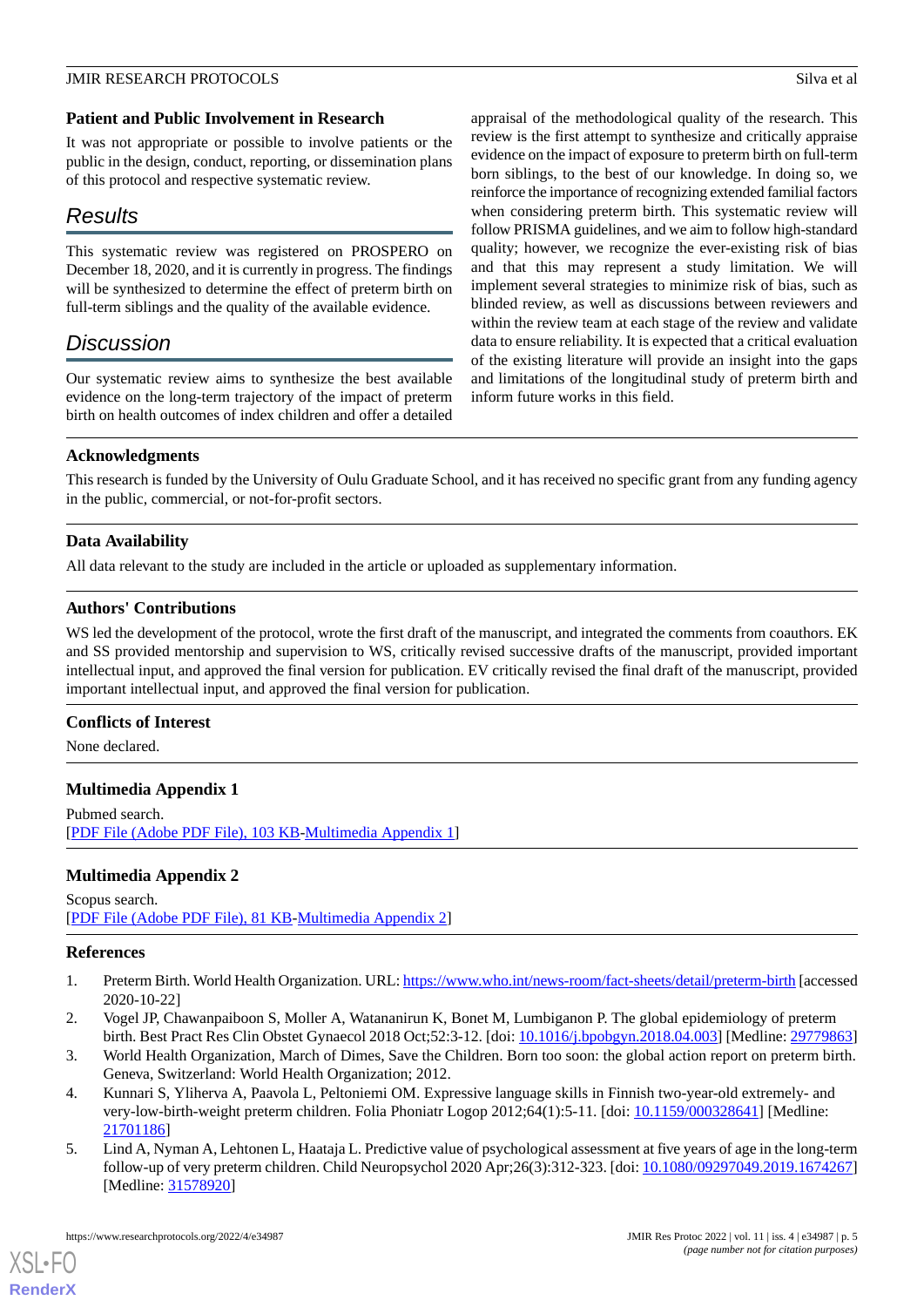### Patient and Public Involvement in Research

It was not appropriate or possible to involve patients or the public in the design, conduct, reporting, or dissemination plans of this protocol and respective systematic review.

## Results

This systematic review was registered on PROSPERO on December 18, 2020, and it is currently in progress. The findings will be synthesized to determine the effect of preterm birth on full-term siblings and the quality of the available evidence.

## Discussion

Our systematic review aims to synthesize the best available evidence on the long-term trajectory of the impact of preterm birth on health outcomes of index children and offer a detailed appraisal of the methodological quality of the research. This review is the first attempt to synthesize and critically appraise evidence on the impact of exposure to preterm birth on full-term born siblings, to the best of our knowledge. In doing so, we reinforce the importance of recognizing extended familial factors when considering preterm birth. This systematic review will follow PRISMA guidelines, and we aim to follow high-standard quality; however, we recognize the ever-existing risk of bias and that this may represent a study limitation. We will implement several strategies to minimize risk of bias, such as blinded review, as well as discussions between reviewers and within the review team at each stage of the review and validate data to ensure reliability. It is expected that a critical evaluation of the existing literature will provide an insight into the gaps and limitations of the longitudinal study of preterm birth and inform future works in this field.

### Acknowledgments

This research is funded by the University of Oulu Graduate School, and it has received no specific grant from any funding agency in the public, commercial, or not-for-profit sectors.

### Data Availability

All data relevant to the study are included in the article or uploaded as supplementary information.

### Authors' Contributions

WS led the development of the protocol, wrote the first draft of the manuscript, and integrated the comments from coauthors. EK and SS provided mentorship and supervision to WS, critically revised successive drafts of the manuscript, provided important intellectual input, and approved the final version for publication. EV critically revised the final draft of the manuscript, provided important intellectual input, and approved the final version for publication.

### Conflicts of Interest

None declared.

### Multimedia Appendix 1

Pubmed search.
[PDF File (Adobe PDF File), 103 KB-Multimedia Appendix 1]

### Multimedia Appendix 2

Scopus search.
[PDF File (Adobe PDF File), 81 KB-Multimedia Appendix 2]

### References

1. Preterm Birth. World Health Organization. URL: https://www.who.int/news-room/fact-sheets/detail/preterm-birth [accessed 2020-10-22]
2. Vogel JP, Chawanpaiboon S, Moller A, Watananirun K, Bonet M, Lumbiganon P. The global epidemiology of preterm birth. Best Pract Res Clin Obstet Gynaecol 2018 Oct;52:3-12. [doi: 10.1016/j.bpobgyn.2018.04.003] [Medline: 29779863]
3. World Health Organization, March of Dimes, Save the Children. Born too soon: the global action report on preterm birth. Geneva, Switzerland: World Health Organization; 2012.
4. Kunnari S, Yliherva A, Paavola L, Peltoniemi OM. Expressive language skills in Finnish two-year-old extremely- and very-low-birth-weight preterm children. Folia Phoniatr Logop 2012;64(1):5-11. [doi: 10.1159/000328641] [Medline: 21701186]
5. Lind A, Nyman A, Lehtonen L, Haataja L. Predictive value of psychological assessment at five years of age in the long-term follow-up of very preterm children. Child Neuropsychol 2020 Apr;26(3):312-323. [doi: 10.1080/09297049.2019.1674267] [Medline: 31578920]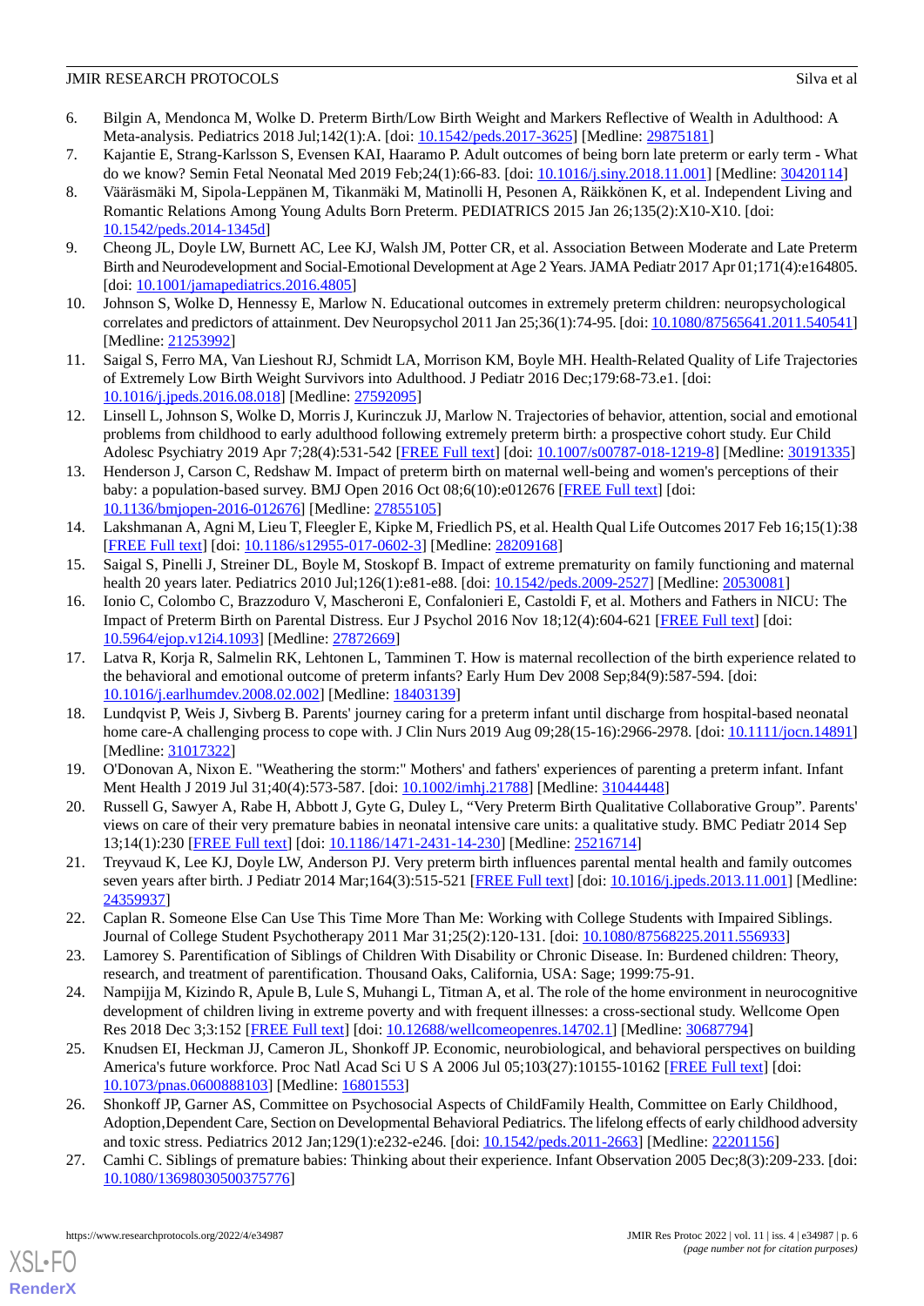6. Bilgin A, Mendonca M, Wolke D. Preterm Birth/Low Birth Weight and Markers Reflective of Wealth in Adulthood: A Meta-analysis. Pediatrics 2018 Jul;142(1):A. [doi: 10.1542/peds.2017-3625] [Medline: 29875181]
7. Kajantie E, Strang-Karlsson S, Evensen KAI, Haaramo P. Adult outcomes of being born late preterm or early term - What do we know? Semin Fetal Neonatal Med 2019 Feb;24(1):66-83. [doi: 10.1016/j.siny.2018.11.001] [Medline: 30420114]
8. Vääräsmäki M, Sipola-Leppänen M, Tikanmäki M, Matinolli H, Pesonen A, Räikkönen K, et al. Independent Living and Romantic Relations Among Young Adults Born Preterm. PEDIATRICS 2015 Jan 26;135(2):X10-X10. [doi: 10.1542/peds.2014-1345d]
9. Cheong JL, Doyle LW, Burnett AC, Lee KJ, Walsh JM, Potter CR, et al. Association Between Moderate and Late Preterm Birth and Neurodevelopment and Social-Emotional Development at Age 2 Years. JAMA Pediatr 2017 Apr 01;171(4):e164805. [doi: 10.1001/jamapediatrics.2016.4805]
10. Johnson S, Wolke D, Hennessy E, Marlow N. Educational outcomes in extremely preterm children: neuropsychological correlates and predictors of attainment. Dev Neuropsychol 2011 Jan 25;36(1):74-95. [doi: 10.1080/87565641.2011.540541] [Medline: 21253992]
11. Saigal S, Ferro MA, Van Lieshout RJ, Schmidt LA, Morrison KM, Boyle MH. Health-Related Quality of Life Trajectories of Extremely Low Birth Weight Survivors into Adulthood. J Pediatr 2016 Dec;179:68-73.e1. [doi: 10.1016/j.jpeds.2016.08.018] [Medline: 27592095]
12. Linsell L, Johnson S, Wolke D, Morris J, Kurinczuk JJ, Marlow N. Trajectories of behavior, attention, social and emotional problems from childhood to early adulthood following extremely preterm birth: a prospective cohort study. Eur Child Adolesc Psychiatry 2019 Apr 7;28(4):531-542 [FREE Full text] [doi: 10.1007/s00787-018-1219-8] [Medline: 30191335]
13. Henderson J, Carson C, Redshaw M. Impact of preterm birth on maternal well-being and women's perceptions of their baby: a population-based survey. BMJ Open 2016 Oct 08;6(10):e012676 [FREE Full text] [doi: 10.1136/bmjopen-2016-012676] [Medline: 27855105]
14. Lakshmanan A, Agni M, Lieu T, Fleegler E, Kipke M, Friedlich PS, et al. Health Qual Life Outcomes 2017 Feb 16;15(1):38 [FREE Full text] [doi: 10.1186/s12955-017-0602-3] [Medline: 28209168]
15. Saigal S, Pinelli J, Streiner DL, Boyle M, Stoskopf B. Impact of extreme prematurity on family functioning and maternal health 20 years later. Pediatrics 2010 Jul;126(1):e81-e88. [doi: 10.1542/peds.2009-2527] [Medline: 20530081]
16. Ionio C, Colombo C, Brazzoduro V, Mascheroni E, Confalonieri E, Castoldi F, et al. Mothers and Fathers in NICU: The Impact of Preterm Birth on Parental Distress. Eur J Psychol 2016 Nov 18;12(4):604-621 [FREE Full text] [doi: 10.5964/ejop.v12i4.1093] [Medline: 27872669]
17. Latva R, Korja R, Salmelin RK, Lehtonen L, Tamminen T. How is maternal recollection of the birth experience related to the behavioral and emotional outcome of preterm infants? Early Hum Dev 2008 Sep;84(9):587-594. [doi: 10.1016/j.earlhumdev.2008.02.002] [Medline: 18403139]
18. Lundqvist P, Weis J, Sivberg B. Parents' journey caring for a preterm infant until discharge from hospital-based neonatal home care-A challenging process to cope with. J Clin Nurs 2019 Aug 09;28(15-16):2966-2978. [doi: 10.1111/jocn.14891] [Medline: 31017322]
19. O'Donovan A, Nixon E. "Weathering the storm:" Mothers' and fathers' experiences of parenting a preterm infant. Infant Ment Health J 2019 Jul 31;40(4):573-587. [doi: 10.1002/imhj.21788] [Medline: 31044448]
20. Russell G, Sawyer A, Rabe H, Abbott J, Gyte G, Duley L, "Very Preterm Birth Qualitative Collaborative Group". Parents' views on care of their very premature babies in neonatal intensive care units: a qualitative study. BMC Pediatr 2014 Sep 13;14(1):230 [FREE Full text] [doi: 10.1186/1471-2431-14-230] [Medline: 25216714]
21. Treyvaud K, Lee KJ, Doyle LW, Anderson PJ. Very preterm birth influences parental mental health and family outcomes seven years after birth. J Pediatr 2014 Mar;164(3):515-521 [FREE Full text] [doi: 10.1016/j.jpeds.2013.11.001] [Medline: 24359937]
22. Caplan R. Someone Else Can Use This Time More Than Me: Working with College Students with Impaired Siblings. Journal of College Student Psychotherapy 2011 Mar 31;25(2):120-131. [doi: 10.1080/87568225.2011.556933]
23. Lamorey S. Parentification of Siblings of Children With Disability or Chronic Disease. In: Burdened children: Theory, research, and treatment of parentification. Thousand Oaks, California, USA: Sage; 1999:75-91.
24. Nampijja M, Kizindo R, Apule B, Lule S, Muhangi L, Titman A, et al. The role of the home environment in neurocognitive development of children living in extreme poverty and with frequent illnesses: a cross-sectional study. Wellcome Open Res 2018 Dec 3;3:152 [FREE Full text] [doi: 10.12688/wellcomeopenres.14702.1] [Medline: 30687794]
25. Knudsen EI, Heckman JJ, Cameron JL, Shonkoff JP. Economic, neurobiological, and behavioral perspectives on building America's future workforce. Proc Natl Acad Sci U S A 2006 Jul 05;103(27):10155-10162 [FREE Full text] [doi: 10.1073/pnas.0600888103] [Medline: 16801553]
26. Shonkoff JP, Garner AS, Committee on Psychosocial Aspects of ChildFamily Health, Committee on Early Childhood, Adoption,Dependent Care, Section on Developmental Behavioral Pediatrics. The lifelong effects of early childhood adversity and toxic stress. Pediatrics 2012 Jan;129(1):e232-e246. [doi: 10.1542/peds.2011-2663] [Medline: 22201156]
27. Camhi C. Siblings of premature babies: Thinking about their experience. Infant Observation 2005 Dec;8(3):209-233. [doi: 10.1080/13698030500375776]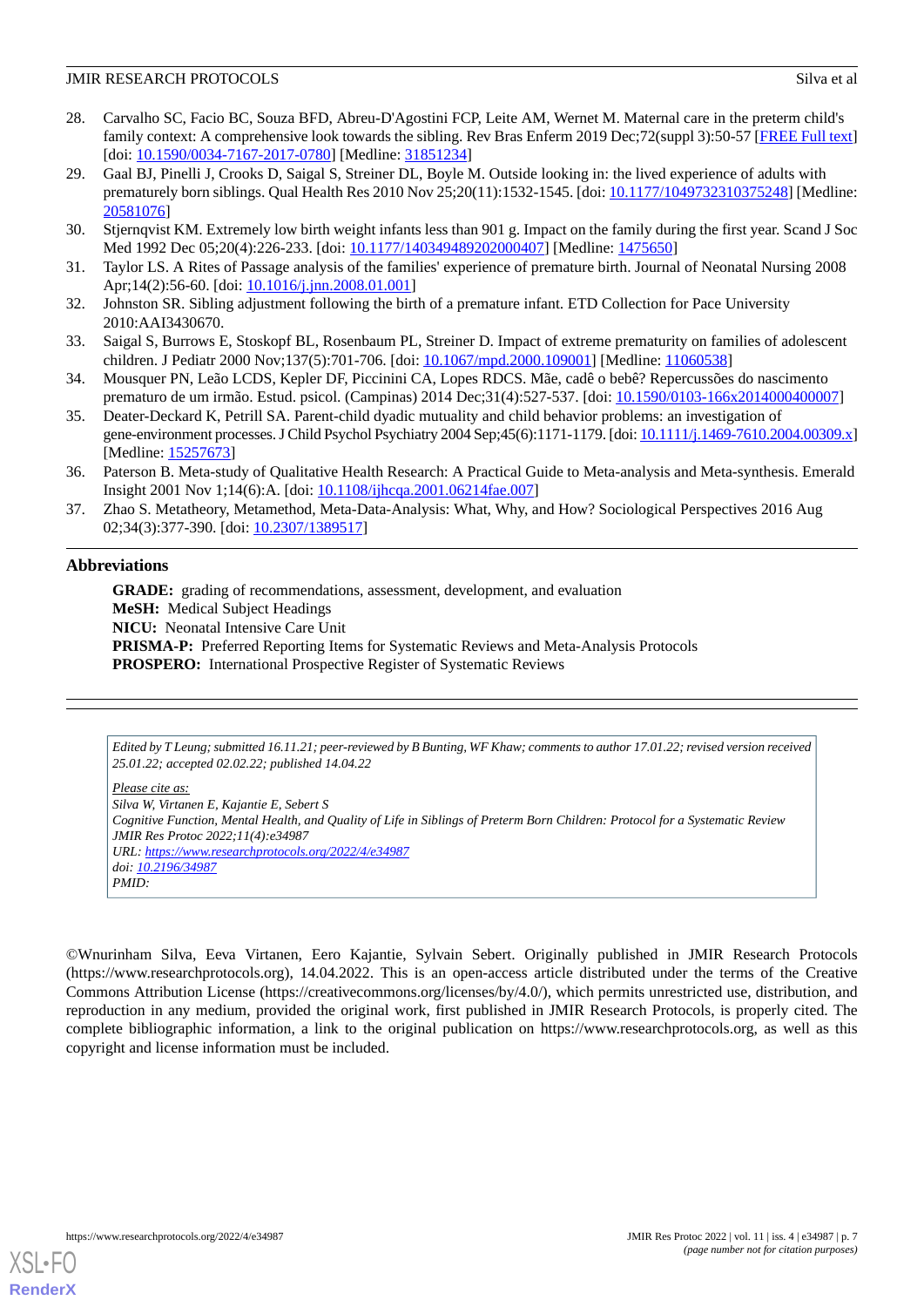28. Carvalho SC, Facio BC, Souza BFD, Abreu-D'Agostini FCP, Leite AM, Wernet M. Maternal care in the preterm child's family context: A comprehensive look towards the sibling. Rev Bras Enferm 2019 Dec;72(suppl 3):50-57 [FREE Full text] [doi: 10.1590/0034-7167-2017-0780] [Medline: 31851234]
29. Gaal BJ, Pinelli J, Crooks D, Saigal S, Streiner DL, Boyle M. Outside looking in: the lived experience of adults with prematurely born siblings. Qual Health Res 2010 Nov 25;20(11):1532-1545. [doi: 10.1177/1049732310375248] [Medline: 20581076]
30. Stjernqvist KM. Extremely low birth weight infants less than 901 g. Impact on the family during the first year. Scand J Soc Med 1992 Dec 05;20(4):226-233. [doi: 10.1177/140349489202000407] [Medline: 1475650]
31. Taylor LS. A Rites of Passage analysis of the families' experience of premature birth. Journal of Neonatal Nursing 2008 Apr;14(2):56-60. [doi: 10.1016/j.jnn.2008.01.001]
32. Johnston SR. Sibling adjustment following the birth of a premature infant. ETD Collection for Pace University 2010:AAI3430670.
33. Saigal S, Burrows E, Stoskopf BL, Rosenbaum PL, Streiner D. Impact of extreme prematurity on families of adolescent children. J Pediatr 2000 Nov;137(5):701-706. [doi: 10.1067/mpd.2000.109001] [Medline: 11060538]
34. Mousquer PN, Leão LCDS, Kepler DF, Piccinini CA, Lopes RDCS. Mãe, cadê o bebê? Repercussões do nascimento prematuro de um irmão. Estud. psicol. (Campinas) 2014 Dec;31(4):527-537. [doi: 10.1590/0103-166x2014000400007]
35. Deater-Deckard K, Petrill SA. Parent-child dyadic mutuality and child behavior problems: an investigation of gene-environment processes. J Child Psychol Psychiatry 2004 Sep;45(6):1171-1179. [doi: 10.1111/j.1469-7610.2004.00309.x] [Medline: 15257673]
36. Paterson B. Meta-study of Qualitative Health Research: A Practical Guide to Meta-analysis and Meta-synthesis. Emerald Insight 2001 Nov 1;14(6):A. [doi: 10.1108/ijhcqa.2001.06214fae.007]
37. Zhao S. Metatheory, Metamethod, Meta-Data-Analysis: What, Why, and How? Sociological Perspectives 2016 Aug 02;34(3):377-390. [doi: 10.2307/1389517]

## Abbreviations

**GRADE:** grading of recommendations, assessment, development, and evaluation
**MeSH:** Medical Subject Headings
**NICU:** Neonatal Intensive Care Unit
**PRISMA-P:** Preferred Reporting Items for Systematic Reviews and Meta-Analysis Protocols
**PROSPERO:** International Prospective Register of Systematic Reviews

*Edited by T Leung; submitted 16.11.21; peer-reviewed by B Bunting, WF Khaw; comments to author 17.01.22; revised version received 25.01.22; accepted 02.02.22; published 14.04.22*

*Please cite as:*
*Silva W, Virtanen E, Kajantie E, Sebert S*
*Cognitive Function, Mental Health, and Quality of Life in Siblings of Preterm Born Children: Protocol for a Systematic Review*
*JMIR Res Protoc 2022;11(4):e34987*
*URL: https://www.researchprotocols.org/2022/4/e34987*
*doi: 10.2196/34987*
*PMID:*

©Wnurinham Silva, Eeva Virtanen, Eero Kajantie, Sylvain Sebert. Originally published in JMIR Research Protocols (https://www.researchprotocols.org), 14.04.2022. This is an open-access article distributed under the terms of the Creative Commons Attribution License (https://creativecommons.org/licenses/by/4.0/), which permits unrestricted use, distribution, and reproduction in any medium, provided the original work, first published in JMIR Research Protocols, is properly cited. The complete bibliographic information, a link to the original publication on https://www.researchprotocols.org, as well as this copyright and license information must be included.